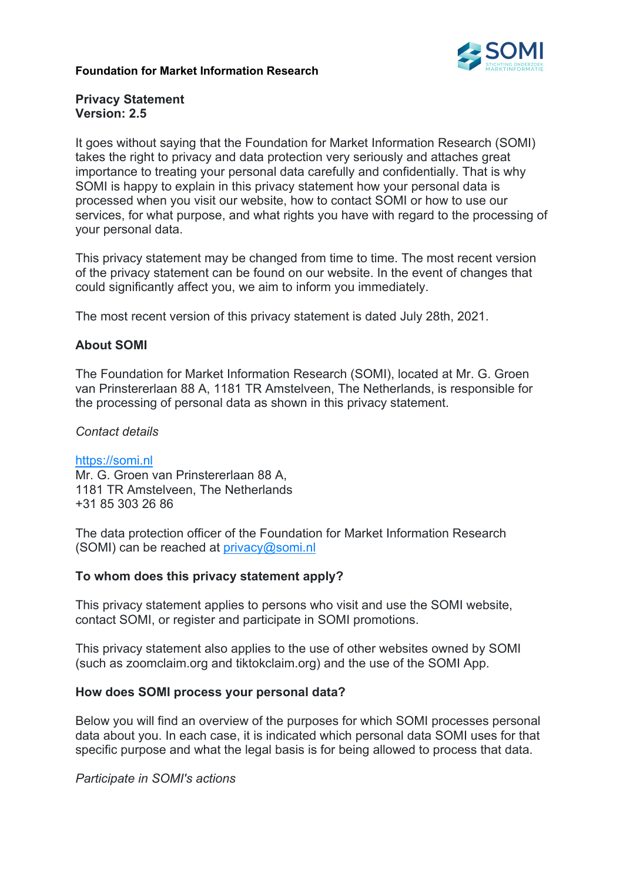**Foundation for Market Information Research**

**Privacy Statement**
**Version: 2.5**

It goes without saying that the Foundation for Market Information Research (SOMI) takes the right to privacy and data protection very seriously and attaches great importance to treating your personal data carefully and confidentially. That is why SOMI is happy to explain in this privacy statement how your personal data is processed when you visit our website, how to contact SOMI or how to use our services, for what purpose, and what rights you have with regard to the processing of your personal data.

This privacy statement may be changed from time to time. The most recent version of the privacy statement can be found on our website. In the event of changes that could significantly affect you, we aim to inform you immediately.

The most recent version of this privacy statement is dated July 28th, 2021.

## About SOMI

The Foundation for Market Information Research (SOMI), located at Mr. G. Groen van Prinstererlaan 88 A, 1181 TR Amstelveen, The Netherlands, is responsible for the processing of personal data as shown in this privacy statement.

*Contact details*

https://somi.nl
Mr. G. Groen van Prinstererlaan 88 A,
1181 TR Amstelveen, The Netherlands
+31 85 303 26 86

The data protection officer of the Foundation for Market Information Research (SOMI) can be reached at privacy@somi.nl

## To whom does this privacy statement apply?

This privacy statement applies to persons who visit and use the SOMI website, contact SOMI, or register and participate in SOMI promotions.

This privacy statement also applies to the use of other websites owned by SOMI (such as zoomclaim.org and tiktokclaim.org) and the use of the SOMI App.

## How does SOMI process your personal data?

Below you will find an overview of the purposes for which SOMI processes personal data about you. In each case, it is indicated which personal data SOMI uses for that specific purpose and what the legal basis is for being allowed to process that data.

*Participate in SOMI's actions*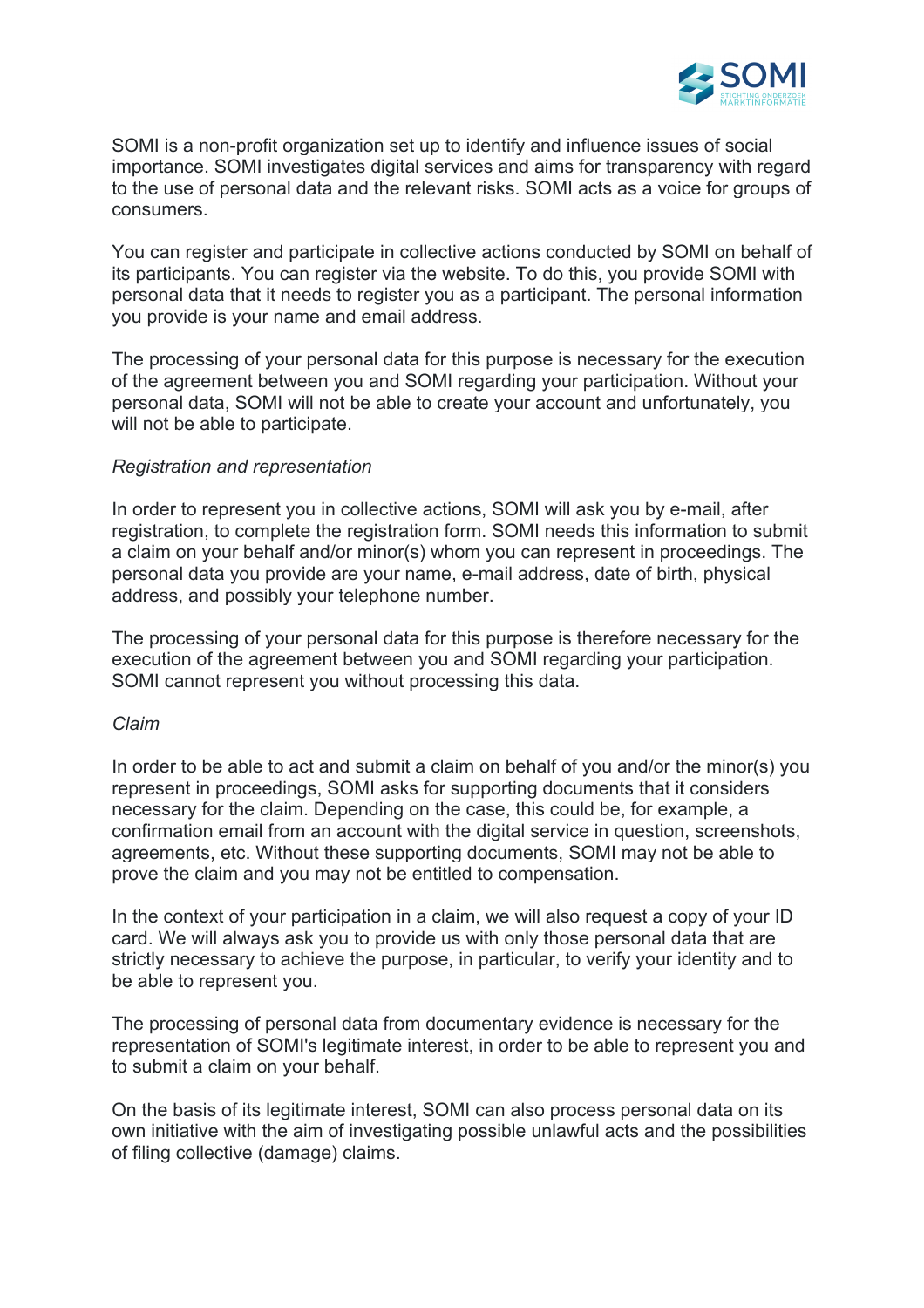SOMI is a non-profit organization set up to identify and influence issues of social importance. SOMI investigates digital services and aims for transparency with regard to the use of personal data and the relevant risks. SOMI acts as a voice for groups of consumers.

You can register and participate in collective actions conducted by SOMI on behalf of its participants. You can register via the website. To do this, you provide SOMI with personal data that it needs to register you as a participant. The personal information you provide is your name and email address.

The processing of your personal data for this purpose is necessary for the execution of the agreement between you and SOMI regarding your participation. Without your personal data, SOMI will not be able to create your account and unfortunately, you will not be able to participate.

*Registration and representation*

In order to represent you in collective actions, SOMI will ask you by e-mail, after registration, to complete the registration form. SOMI needs this information to submit a claim on your behalf and/or minor(s) whom you can represent in proceedings. The personal data you provide are your name, e-mail address, date of birth, physical address, and possibly your telephone number.

The processing of your personal data for this purpose is therefore necessary for the execution of the agreement between you and SOMI regarding your participation. SOMI cannot represent you without processing this data.

*Claim*

In order to be able to act and submit a claim on behalf of you and/or the minor(s) you represent in proceedings, SOMI asks for supporting documents that it considers necessary for the claim. Depending on the case, this could be, for example, a confirmation email from an account with the digital service in question, screenshots, agreements, etc. Without these supporting documents, SOMI may not be able to prove the claim and you may not be entitled to compensation.

In the context of your participation in a claim, we will also request a copy of your ID card. We will always ask you to provide us with only those personal data that are strictly necessary to achieve the purpose, in particular, to verify your identity and to be able to represent you.

The processing of personal data from documentary evidence is necessary for the representation of SOMI's legitimate interest, in order to be able to represent you and to submit a claim on your behalf.

On the basis of its legitimate interest, SOMI can also process personal data on its own initiative with the aim of investigating possible unlawful acts and the possibilities of filing collective (damage) claims.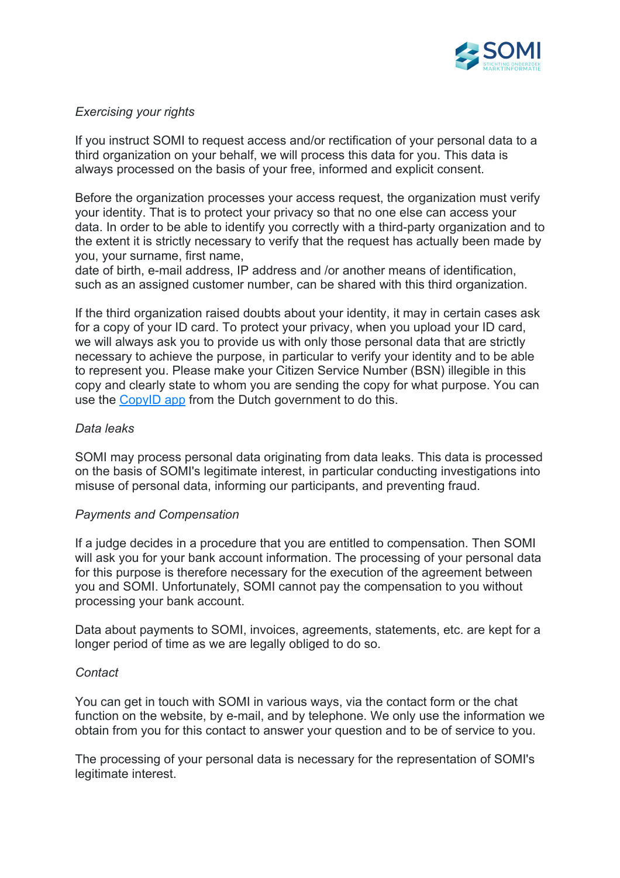*Exercising your rights*

If you instruct SOMI to request access and/or rectification of your personal data to a third organization on your behalf, we will process this data for you. This data is always processed on the basis of your free, informed and explicit consent.

Before the organization processes your access request, the organization must verify your identity. That is to protect your privacy so that no one else can access your data. In order to be able to identify you correctly with a third-party organization and to the extent it is strictly necessary to verify that the request has actually been made by you, your surname, first name,
date of birth, e-mail address, IP address and /or another means of identification, such as an assigned customer number, can be shared with this third organization.

If the third organization raised doubts about your identity, it may in certain cases ask for a copy of your ID card. To protect your privacy, when you upload your ID card, we will always ask you to provide us with only those personal data that are strictly necessary to achieve the purpose, in particular to verify your identity and to be able to represent you. Please make your Citizen Service Number (BSN) illegible in this copy and clearly state to whom you are sending the copy for what purpose. You can use the CopyID app from the Dutch government to do this.

*Data leaks*

SOMI may process personal data originating from data leaks. This data is processed on the basis of SOMI's legitimate interest, in particular conducting investigations into misuse of personal data, informing our participants, and preventing fraud.

*Payments and Compensation*

If a judge decides in a procedure that you are entitled to compensation. Then SOMI will ask you for your bank account information. The processing of your personal data for this purpose is therefore necessary for the execution of the agreement between you and SOMI. Unfortunately, SOMI cannot pay the compensation to you without processing your bank account.

Data about payments to SOMI, invoices, agreements, statements, etc. are kept for a longer period of time as we are legally obliged to do so.

*Contact*

You can get in touch with SOMI in various ways, via the contact form or the chat function on the website, by e-mail, and by telephone. We only use the information we obtain from you for this contact to answer your question and to be of service to you.

The processing of your personal data is necessary for the representation of SOMI's legitimate interest.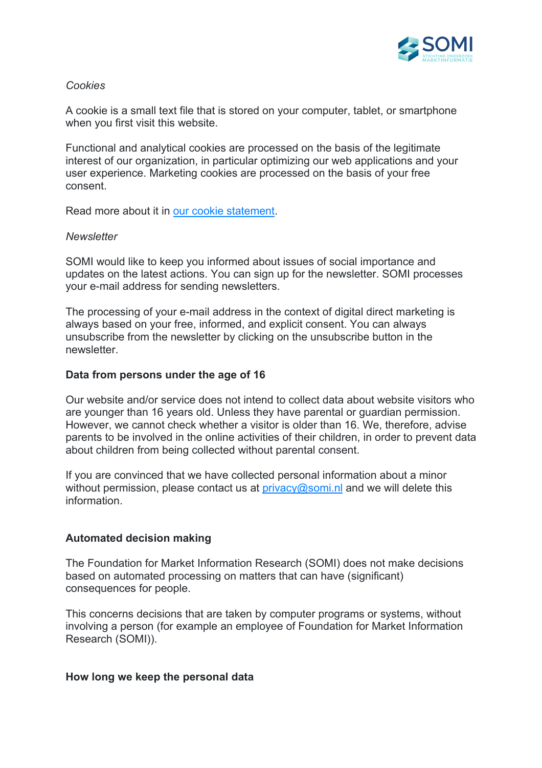*Cookies*

A cookie is a small text file that is stored on your computer, tablet, or smartphone when you first visit this website.

Functional and analytical cookies are processed on the basis of the legitimate interest of our organization, in particular optimizing our web applications and your user experience. Marketing cookies are processed on the basis of your free consent.

Read more about it in [our cookie statement](#).

*Newsletter*

SOMI would like to keep you informed about issues of social importance and updates on the latest actions. You can sign up for the newsletter. SOMI processes your e-mail address for sending newsletters.

The processing of your e-mail address in the context of digital direct marketing is always based on your free, informed, and explicit consent. You can always unsubscribe from the newsletter by clicking on the unsubscribe button in the newsletter.

**Data from persons under the age of 16**

Our website and/or service does not intend to collect data about website visitors who are younger than 16 years old. Unless they have parental or guardian permission. However, we cannot check whether a visitor is older than 16. We, therefore, advise parents to be involved in the online activities of their children, in order to prevent data about children from being collected without parental consent.

If you are convinced that we have collected personal information about a minor without permission, please contact us at [privacy@somi.nl](mailto:privacy@somi.nl) and we will delete this information.

**Automated decision making**

The Foundation for Market Information Research (SOMI) does not make decisions based on automated processing on matters that can have (significant) consequences for people.

This concerns decisions that are taken by computer programs or systems, without involving a person (for example an employee of Foundation for Market Information Research (SOMI)).

**How long we keep the personal data**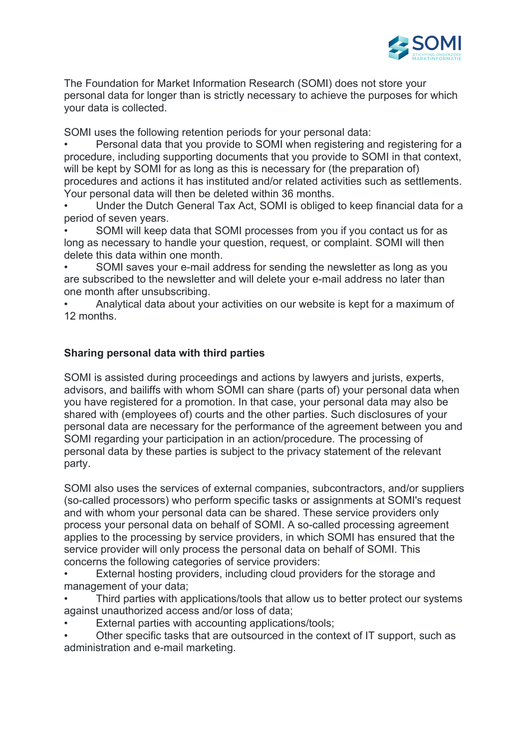The Foundation for Market Information Research (SOMI) does not store your personal data for longer than is strictly necessary to achieve the purposes for which your data is collected.

SOMI uses the following retention periods for your personal data:

- Personal data that you provide to SOMI when registering and registering for a procedure, including supporting documents that you provide to SOMI in that context, will be kept by SOMI for as long as this is necessary for (the preparation of) procedures and actions it has instituted and/or related activities such as settlements. Your personal data will then be deleted within 36 months.
- Under the Dutch General Tax Act, SOMI is obliged to keep financial data for a period of seven years.
- SOMI will keep data that SOMI processes from you if you contact us for as long as necessary to handle your question, request, or complaint. SOMI will then delete this data within one month.
- SOMI saves your e-mail address for sending the newsletter as long as you are subscribed to the newsletter and will delete your e-mail address no later than one month after unsubscribing.
- Analytical data about your activities on our website is kept for a maximum of 12 months.

**Sharing personal data with third parties**

SOMI is assisted during proceedings and actions by lawyers and jurists, experts, advisors, and bailiffs with whom SOMI can share (parts of) your personal data when you have registered for a promotion. In that case, your personal data may also be shared with (employees of) courts and the other parties. Such disclosures of your personal data are necessary for the performance of the agreement between you and SOMI regarding your participation in an action/procedure. The processing of personal data by these parties is subject to the privacy statement of the relevant party.

SOMI also uses the services of external companies, subcontractors, and/or suppliers (so-called processors) who perform specific tasks or assignments at SOMI's request and with whom your personal data can be shared. These service providers only process your personal data on behalf of SOMI. A so-called processing agreement applies to the processing by service providers, in which SOMI has ensured that the service provider will only process the personal data on behalf of SOMI. This concerns the following categories of service providers:

- External hosting providers, including cloud providers for the storage and management of your data;
- Third parties with applications/tools that allow us to better protect our systems against unauthorized access and/or loss of data;
- External parties with accounting applications/tools;
- Other specific tasks that are outsourced in the context of IT support, such as administration and e-mail marketing.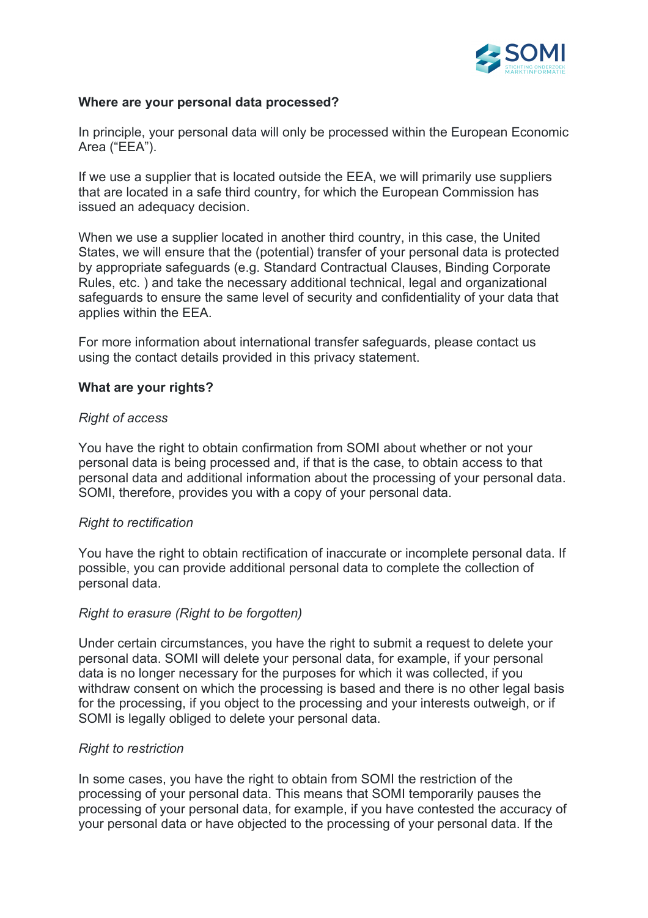**Where are your personal data processed?**

In principle, your personal data will only be processed within the European Economic Area ("EEA").

If we use a supplier that is located outside the EEA, we will primarily use suppliers that are located in a safe third country, for which the European Commission has issued an adequacy decision.

When we use a supplier located in another third country, in this case, the United States, we will ensure that the (potential) transfer of your personal data is protected by appropriate safeguards (e.g. Standard Contractual Clauses, Binding Corporate Rules, etc. ) and take the necessary additional technical, legal and organizational safeguards to ensure the same level of security and confidentiality of your data that applies within the EEA.

For more information about international transfer safeguards, please contact us using the contact details provided in this privacy statement.

**What are your rights?**

*Right of access*

You have the right to obtain confirmation from SOMI about whether or not your personal data is being processed and, if that is the case, to obtain access to that personal data and additional information about the processing of your personal data. SOMI, therefore, provides you with a copy of your personal data.

*Right to rectification*

You have the right to obtain rectification of inaccurate or incomplete personal data. If possible, you can provide additional personal data to complete the collection of personal data.

*Right to erasure (Right to be forgotten)*

Under certain circumstances, you have the right to submit a request to delete your personal data. SOMI will delete your personal data, for example, if your personal data is no longer necessary for the purposes for which it was collected, if you withdraw consent on which the processing is based and there is no other legal basis for the processing, if you object to the processing and your interests outweigh, or if SOMI is legally obliged to delete your personal data.

*Right to restriction*

In some cases, you have the right to obtain from SOMI the restriction of the processing of your personal data. This means that SOMI temporarily pauses the processing of your personal data, for example, if you have contested the accuracy of your personal data or have objected to the processing of your personal data. If the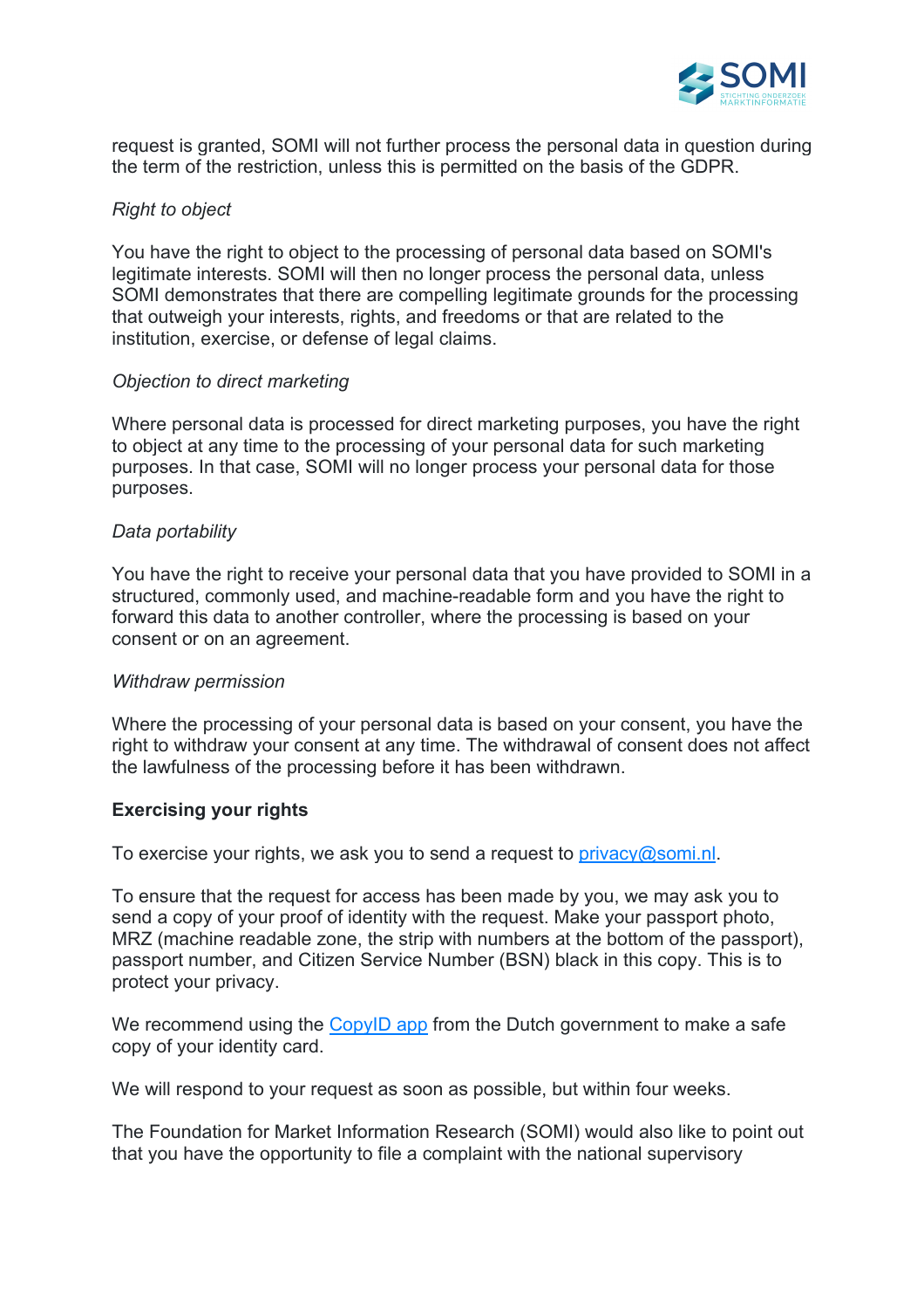request is granted, SOMI will not further process the personal data in question during the term of the restriction, unless this is permitted on the basis of the GDPR.

*Right to object*

You have the right to object to the processing of personal data based on SOMI's legitimate interests. SOMI will then no longer process the personal data, unless SOMI demonstrates that there are compelling legitimate grounds for the processing that outweigh your interests, rights, and freedoms or that are related to the institution, exercise, or defense of legal claims.

*Objection to direct marketing*

Where personal data is processed for direct marketing purposes, you have the right to object at any time to the processing of your personal data for such marketing purposes. In that case, SOMI will no longer process your personal data for those purposes.

*Data portability*

You have the right to receive your personal data that you have provided to SOMI in a structured, commonly used, and machine-readable form and you have the right to forward this data to another controller, where the processing is based on your consent or on an agreement.

*Withdraw permission*

Where the processing of your personal data is based on your consent, you have the right to withdraw your consent at any time. The withdrawal of consent does not affect the lawfulness of the processing before it has been withdrawn.

**Exercising your rights**

To exercise your rights, we ask you to send a request to privacy@somi.nl.

To ensure that the request for access has been made by you, we may ask you to send a copy of your proof of identity with the request. Make your passport photo, MRZ (machine readable zone, the strip with numbers at the bottom of the passport), passport number, and Citizen Service Number (BSN) black in this copy. This is to protect your privacy.

We recommend using the CopyID app from the Dutch government to make a safe copy of your identity card.

We will respond to your request as soon as possible, but within four weeks.

The Foundation for Market Information Research (SOMI) would also like to point out that you have the opportunity to file a complaint with the national supervisory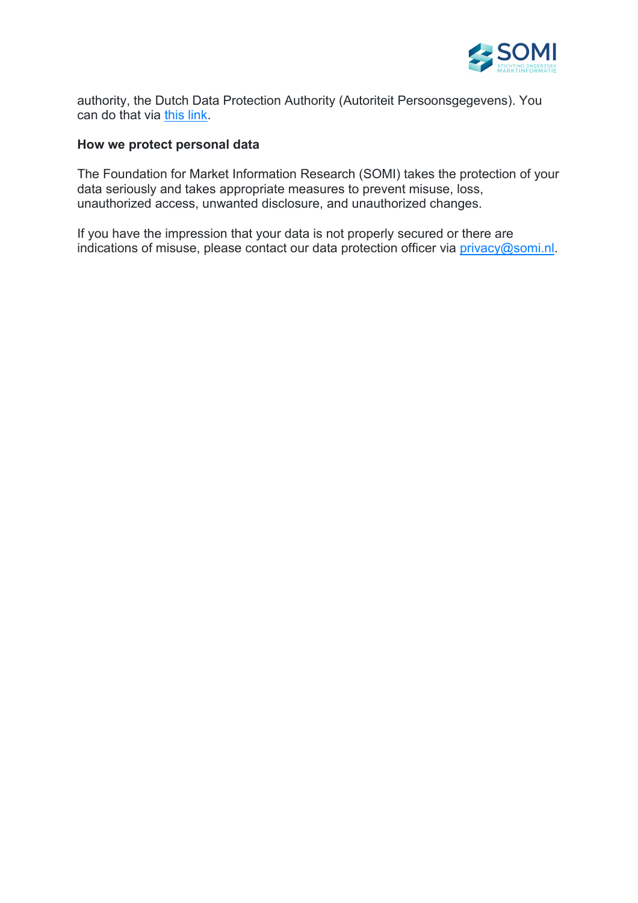authority, the Dutch Data Protection Authority (Autoriteit Persoonsgegevens). You can do that via this link.

**How we protect personal data**

The Foundation for Market Information Research (SOMI) takes the protection of your data seriously and takes appropriate measures to prevent misuse, loss, unauthorized access, unwanted disclosure, and unauthorized changes.

If you have the impression that your data is not properly secured or there are indications of misuse, please contact our data protection officer via privacy@somi.nl.